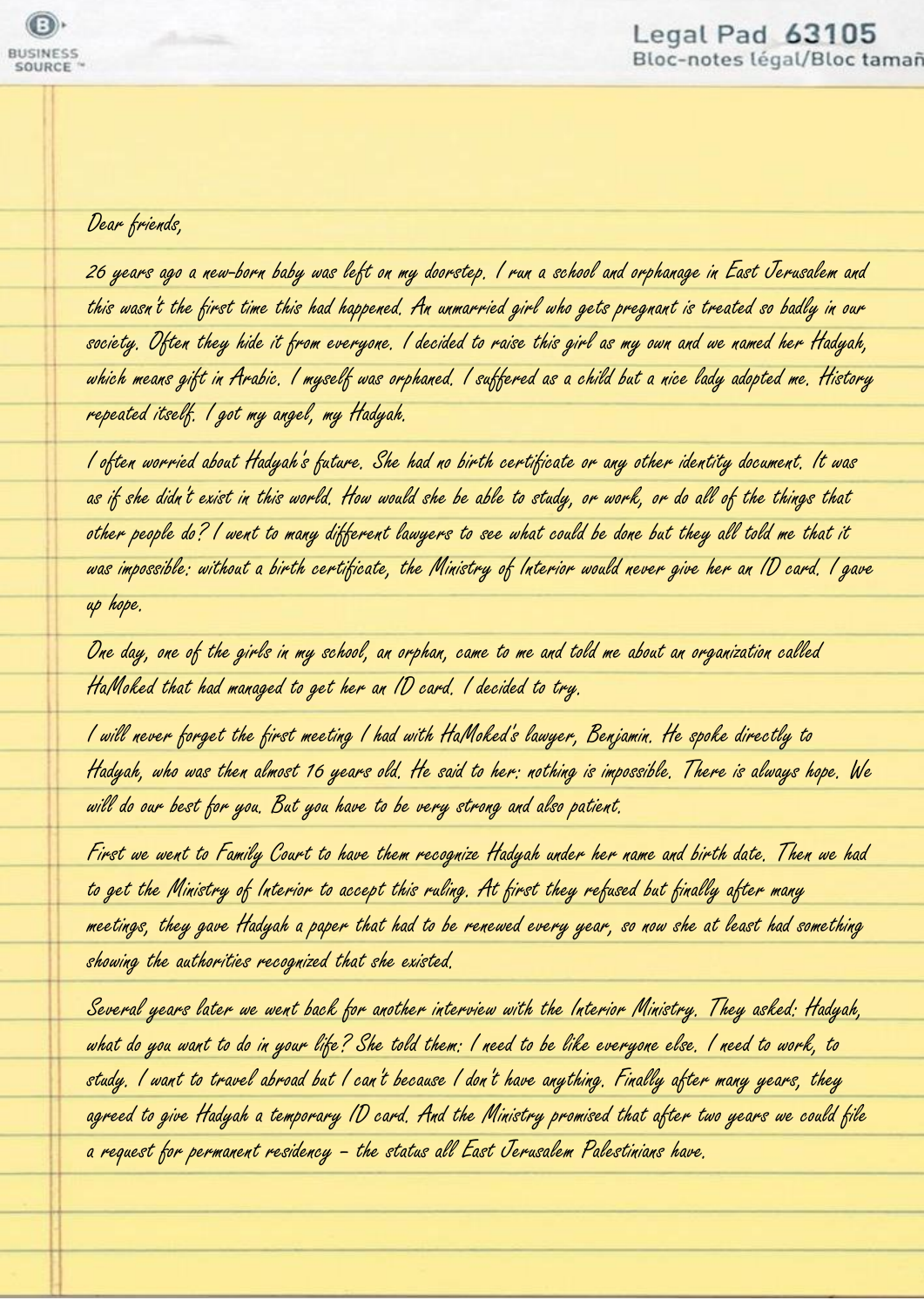Dear friends,

26 years ago a new-born baby was left on my doorstep. I run a school and orphanage in East Jerusalem and this wasn't the first time this had happened. An unmarried girl who gets pregnant is treated so badly in our society. Often they hide it from everyone. I decided to raise this girl as my own and we named her Hadyah, which means gift in Arabic. I myself was orphaned. I suffered as a child but a nice lady adopted me. History repeated itself. I got my angel, my Hadyah.

I often worried about Hadyah's future. She had no birth certificate or any other identity document. It was as if she didn't exist in this world. How would she be able to study, or work, or do all of the things that other people do? I went to many different lawyers to see what could be done but they all told me that it was impossible: without a birth certificate, the Ministry of Interior would never give her an ID card. I gave up hope.

One day, one of the girls in my school, an orphan, came to me and told me about an organization called HaMoked that had managed to get her an ID card. I decided to try.

I will never forget the first meeting I had with HaMoked's lawyer, Benjamin. He spoke directly to Hadyah, who was then almost 16 years old. He said to her: nothing is impossible. There is always hope. We will do our best for you. But you have to be very strong and also patient.

First we went to Family Court to have them recognize Hadyah under her name and birth date. Then we had to get the Ministry of Interior to accept this ruling. At first they refused but finally after many meetings, they gave Hadyah a paper that had to be renewed every year, so now she at least had something showing the authorities recognized that she existed.

Several years later we went back for another interview with the Interior Ministry. They asked: Hadyah, what do you want to do in your life? She told them: I need to be like everyone else. I need to work, to study. I want to travel abroad but I can't because I don't have anything. Finally after many years, they agreed to give Hadyah a temporary ID card. And the Ministry promised that after two years we could file a request for permanent residency – the status all East Jerusalem Palestinians have.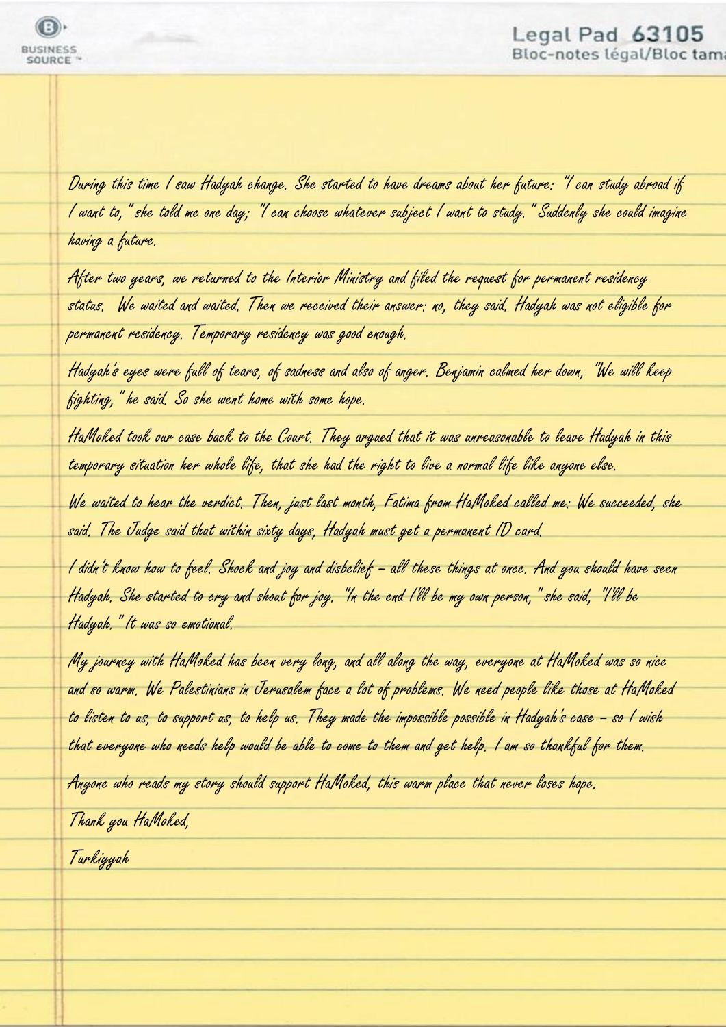During this time I saw Hadyah change. She started to have dreams about her future: "I can study abroad if I want to," she told me one day; "I can choose whatever subject I want to study." Suddenly she could imagine having a future.

After two years, we returned to the Interior Ministry and filed the request for permanent residency status. We waited and waited. Then we received their answer: no, they said. Hadyah was not eligible for permanent residency. Temporary residency was good enough.

Hadyah's eyes were full of tears, of sadness and also of anger. Benjamin calmed her down, "We will keep fighting," he said. So she went home with some hope.

HaMoked took our case back to the Court. They argued that it was unreasonable to leave Hadyah in this temporary situation her whole life, that she had the right to live a normal life like anyone else.

We waited to hear the verdict. Then, just last month, Fatima from HaMoked called me: We succeeded, she said. The Judge said that within sixty days, Hadyah must get a permanent ID card.

I didn't know how to feel. Shock and joy and disbelief – all these things at once. And you should have seen Hadyah. She started to cry and shout for joy. "In the end I'll be my own person," she said, "I'll be Hadyah." It was so emotional.

My journey with HaMoked has been very long, and all along the way, everyone at HaMoked was so nice and so warm. We Palestinians in Jerusalem face a lot of problems. We need people like those at HaMoked to listen to us, to support us, to help us. They made the impossible possible in Hadyah's case – so I wish that everyone who needs help would be able to come to them and get help. I am so thankful for them.

Anyone who reads my story should support HaMoked, this warm place that never loses hope.

Thank you HaMoked,

Turkiyyah